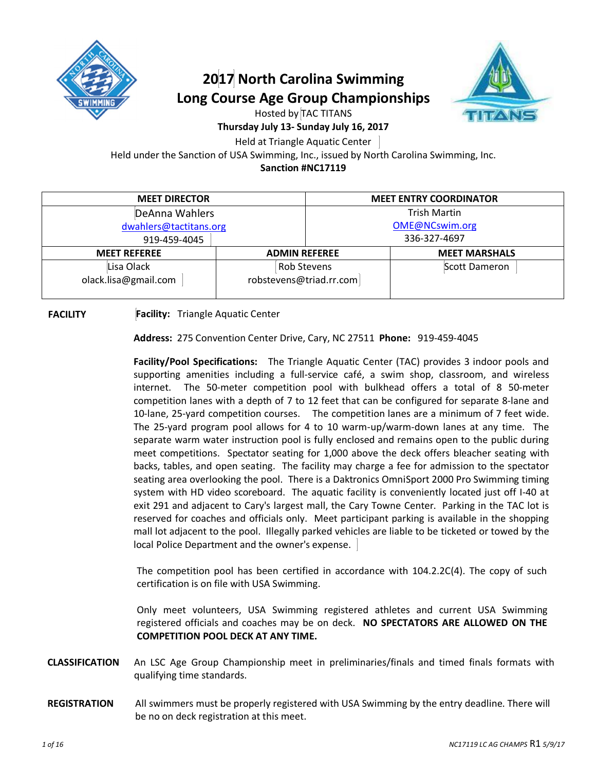# 2017 North Carolina Swimming Long Course Age Group Championships

Hosted by TAC TITANS

**Thursday July 13- Sunday July 16, 2017**

Held at Triangle Aquatic Center

Held under the Sanction of USA Swimming, Inc., issued by North Carolina Swimming, Inc.

**Sanction #NC17119**

| **MEET DIRECTOR** | **MEET ENTRY COORDINATOR** |
|---|---|
| DeAnna Wahlers<br>dwahlers@tactitans.org<br>919-459-4045 | Trish Martin<br>OME@NCswim.org<br>336-327-4697 |

| **MEET REFEREE** | **ADMIN REFEREE** | **MEET MARSHALS** |
|---|---|---|
| Lisa Olack<br>olack.lisa@gmail.com | Rob Stevens<br>robstevens@triad.rr.com | Scott Dameron |

**FACILITY**

**Facility:** Triangle Aquatic Center

**Address:** 275 Convention Center Drive, Cary, NC 27511 **Phone:** 919-459-4045

**Facility/Pool Specifications:** The Triangle Aquatic Center (TAC) provides 3 indoor pools and supporting amenities including a full-service café, a swim shop, classroom, and wireless internet. The 50-meter competition pool with bulkhead offers a total of 8 50-meter competition lanes with a depth of 7 to 12 feet that can be configured for separate 8-lane and 10-lane, 25-yard competition courses. The competition lanes are a minimum of 7 feet wide. The 25-yard program pool allows for 4 to 10 warm-up/warm-down lanes at any time. The separate warm water instruction pool is fully enclosed and remains open to the public during meet competitions. Spectator seating for 1,000 above the deck offers bleacher seating with backs, tables, and open seating. The facility may charge a fee for admission to the spectator seating area overlooking the pool. There is a Daktronics OmniSport 2000 Pro Swimming timing system with HD video scoreboard. The aquatic facility is conveniently located just off I-40 at exit 291 and adjacent to Cary's largest mall, the Cary Towne Center. Parking in the TAC lot is reserved for coaches and officials only. Meet participant parking is available in the shopping mall lot adjacent to the pool. Illegally parked vehicles are liable to be ticketed or towed by the local Police Department and the owner's expense.

The competition pool has been certified in accordance with 104.2.2C(4). The copy of such certification is on file with USA Swimming.

Only meet volunteers, USA Swimming registered athletes and current USA Swimming registered officials and coaches may be on deck. **NO SPECTATORS ARE ALLOWED ON THE COMPETITION POOL DECK AT ANY TIME.**

**CLASSIFICATION** An LSC Age Group Championship meet in preliminaries/finals and timed finals formats with qualifying time standards.

**REGISTRATION** All swimmers must be properly registered with USA Swimming by the entry deadline. There will be no on deck registration at this meet.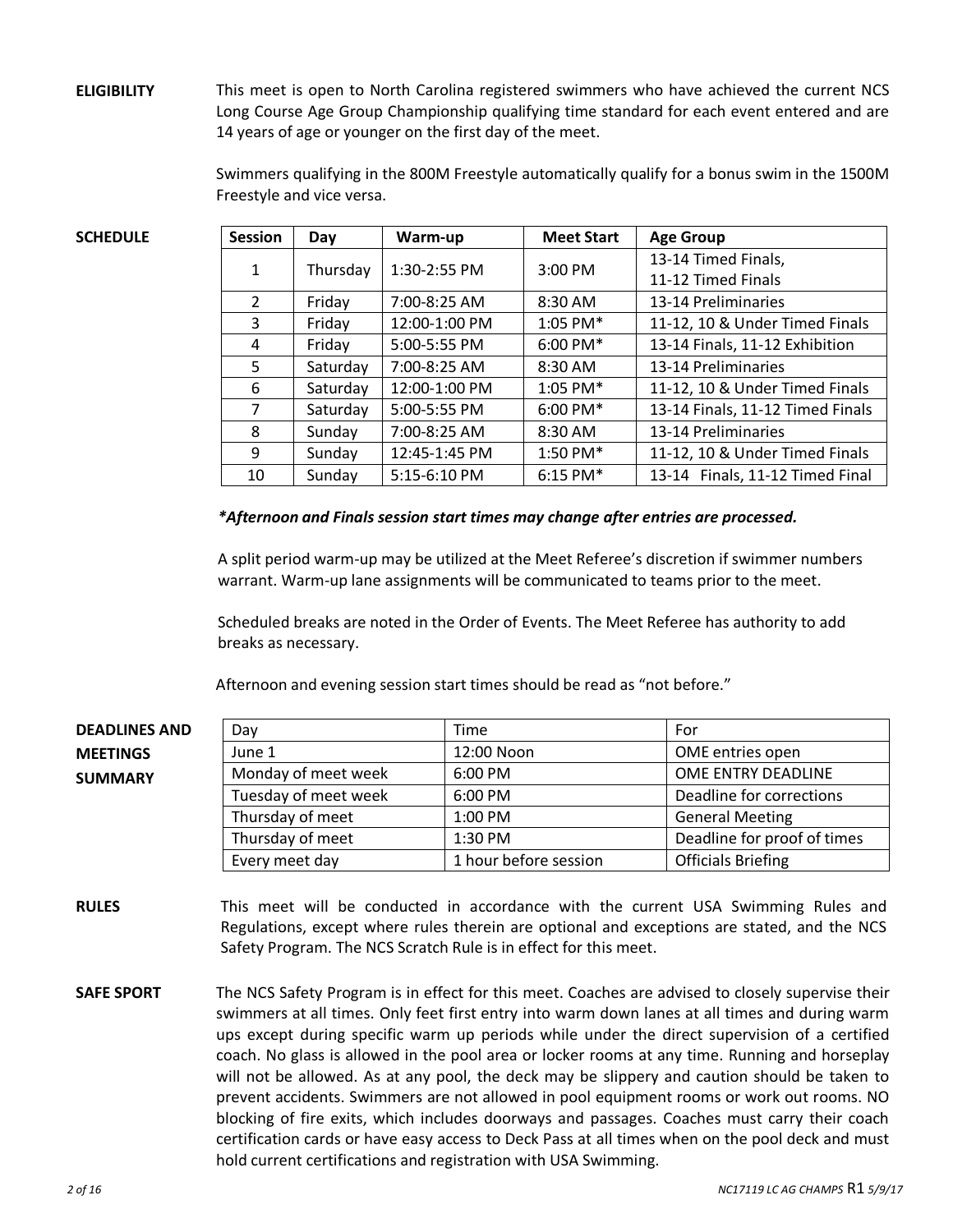**ELIGIBILITY**

This meet is open to North Carolina registered swimmers who have achieved the current NCS Long Course Age Group Championship qualifying time standard for each event entered and are 14 years of age or younger on the first day of the meet.

Swimmers qualifying in the 800M Freestyle automatically qualify for a bonus swim in the 1500M Freestyle and vice versa.

**SCHEDULE**

| Session | Day | Warm-up | Meet Start | Age Group |
|---|---|---|---|---|
| 1 | Thursday | 1:30-2:55 PM | 3:00 PM | 13-14 Timed Finals, 11-12 Timed Finals |
| 2 | Friday | 7:00-8:25 AM | 8:30 AM | 13-14 Preliminaries |
| 3 | Friday | 12:00-1:00 PM | 1:05 PM* | 11-12, 10 & Under Timed Finals |
| 4 | Friday | 5:00-5:55 PM | 6:00 PM* | 13-14 Finals, 11-12 Exhibition |
| 5 | Saturday | 7:00-8:25 AM | 8:30 AM | 13-14 Preliminaries |
| 6 | Saturday | 12:00-1:00 PM | 1:05 PM* | 11-12, 10 & Under Timed Finals |
| 7 | Saturday | 5:00-5:55 PM | 6:00 PM* | 13-14 Finals, 11-12 Timed Finals |
| 8 | Sunday | 7:00-8:25 AM | 8:30 AM | 13-14 Preliminaries |
| 9 | Sunday | 12:45-1:45 PM | 1:50 PM* | 11-12, 10 & Under Timed Finals |
| 10 | Sunday | 5:15-6:10 PM | 6:15 PM* | 13-14 Finals, 11-12 Timed Final |

***Afternoon and Finals session start times may change after entries are processed.***

A split period warm-up may be utilized at the Meet Referee's discretion if swimmer numbers warrant. Warm-up lane assignments will be communicated to teams prior to the meet.

Scheduled breaks are noted in the Order of Events. The Meet Referee has authority to add breaks as necessary.

Afternoon and evening session start times should be read as "not before."

**DEADLINES AND MEETINGS SUMMARY**

| Day | Time | For |
|---|---|---|
| June 1 | 12:00 Noon | OME entries open |
| Monday of meet week | 6:00 PM | OME ENTRY DEADLINE |
| Tuesday of meet week | 6:00 PM | Deadline for corrections |
| Thursday of meet | 1:00 PM | General Meeting |
| Thursday of meet | 1:30 PM | Deadline for proof of times |
| Every meet day | 1 hour before session | Officials Briefing |

**RULES**

This meet will be conducted in accordance with the current USA Swimming Rules and Regulations, except where rules therein are optional and exceptions are stated, and the NCS Safety Program. The NCS Scratch Rule is in effect for this meet.

**SAFE SPORT**

The NCS Safety Program is in effect for this meet. Coaches are advised to closely supervise their swimmers at all times. Only feet first entry into warm down lanes at all times and during warm ups except during specific warm up periods while under the direct supervision of a certified coach. No glass is allowed in the pool area or locker rooms at any time. Running and horseplay will not be allowed. As at any pool, the deck may be slippery and caution should be taken to prevent accidents. Swimmers are not allowed in pool equipment rooms or work out rooms. NO blocking of fire exits, which includes doorways and passages. Coaches must carry their coach certification cards or have easy access to Deck Pass at all times when on the pool deck and must hold current certifications and registration with USA Swimming.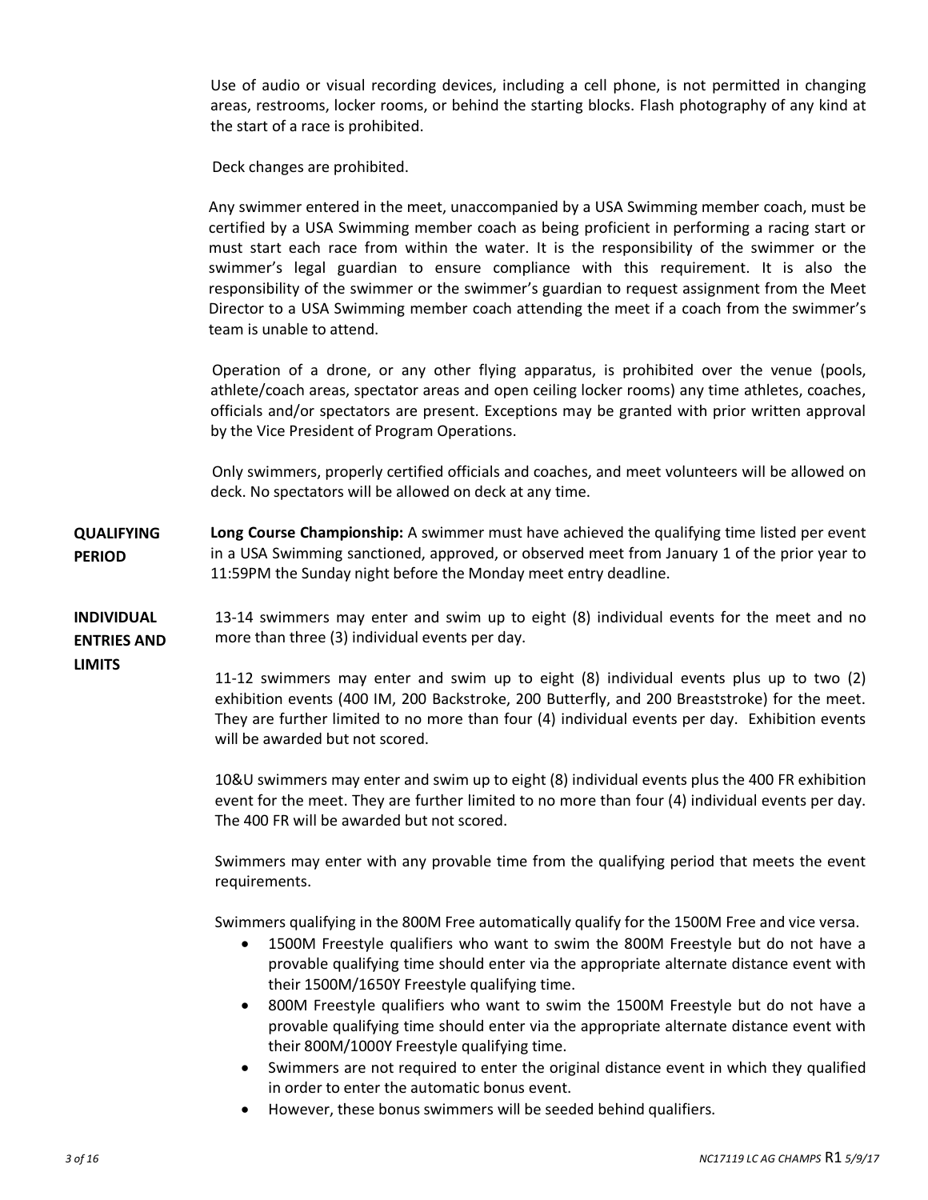Use of audio or visual recording devices, including a cell phone, is not permitted in changing areas, restrooms, locker rooms, or behind the starting blocks. Flash photography of any kind at the start of a race is prohibited.

Deck changes are prohibited.

Any swimmer entered in the meet, unaccompanied by a USA Swimming member coach, must be certified by a USA Swimming member coach as being proficient in performing a racing start or must start each race from within the water. It is the responsibility of the swimmer or the swimmer's legal guardian to ensure compliance with this requirement. It is also the responsibility of the swimmer or the swimmer's guardian to request assignment from the Meet Director to a USA Swimming member coach attending the meet if a coach from the swimmer's team is unable to attend.

Operation of a drone, or any other flying apparatus, is prohibited over the venue (pools, athlete/coach areas, spectator areas and open ceiling locker rooms) any time athletes, coaches, officials and/or spectators are present. Exceptions may be granted with prior written approval by the Vice President of Program Operations.

Only swimmers, properly certified officials and coaches, and meet volunteers will be allowed on deck. No spectators will be allowed on deck at any time.

**QUALIFYING PERIOD**

**Long Course Championship:** A swimmer must have achieved the qualifying time listed per event in a USA Swimming sanctioned, approved, or observed meet from January 1 of the prior year to 11:59PM the Sunday night before the Monday meet entry deadline.

**INDIVIDUAL ENTRIES AND LIMITS**

13-14 swimmers may enter and swim up to eight (8) individual events for the meet and no more than three (3) individual events per day.

11-12 swimmers may enter and swim up to eight (8) individual events plus up to two (2) exhibition events (400 IM, 200 Backstroke, 200 Butterfly, and 200 Breaststroke) for the meet. They are further limited to no more than four (4) individual events per day. Exhibition events will be awarded but not scored.

10&U swimmers may enter and swim up to eight (8) individual events plus the 400 FR exhibition event for the meet. They are further limited to no more than four (4) individual events per day. The 400 FR will be awarded but not scored.

Swimmers may enter with any provable time from the qualifying period that meets the event requirements.

Swimmers qualifying in the 800M Free automatically qualify for the 1500M Free and vice versa.

- 1500M Freestyle qualifiers who want to swim the 800M Freestyle but do not have a provable qualifying time should enter via the appropriate alternate distance event with their 1500M/1650Y Freestyle qualifying time.
- 800M Freestyle qualifiers who want to swim the 1500M Freestyle but do not have a provable qualifying time should enter via the appropriate alternate distance event with their 800M/1000Y Freestyle qualifying time.
- Swimmers are not required to enter the original distance event in which they qualified in order to enter the automatic bonus event.
- However, these bonus swimmers will be seeded behind qualifiers.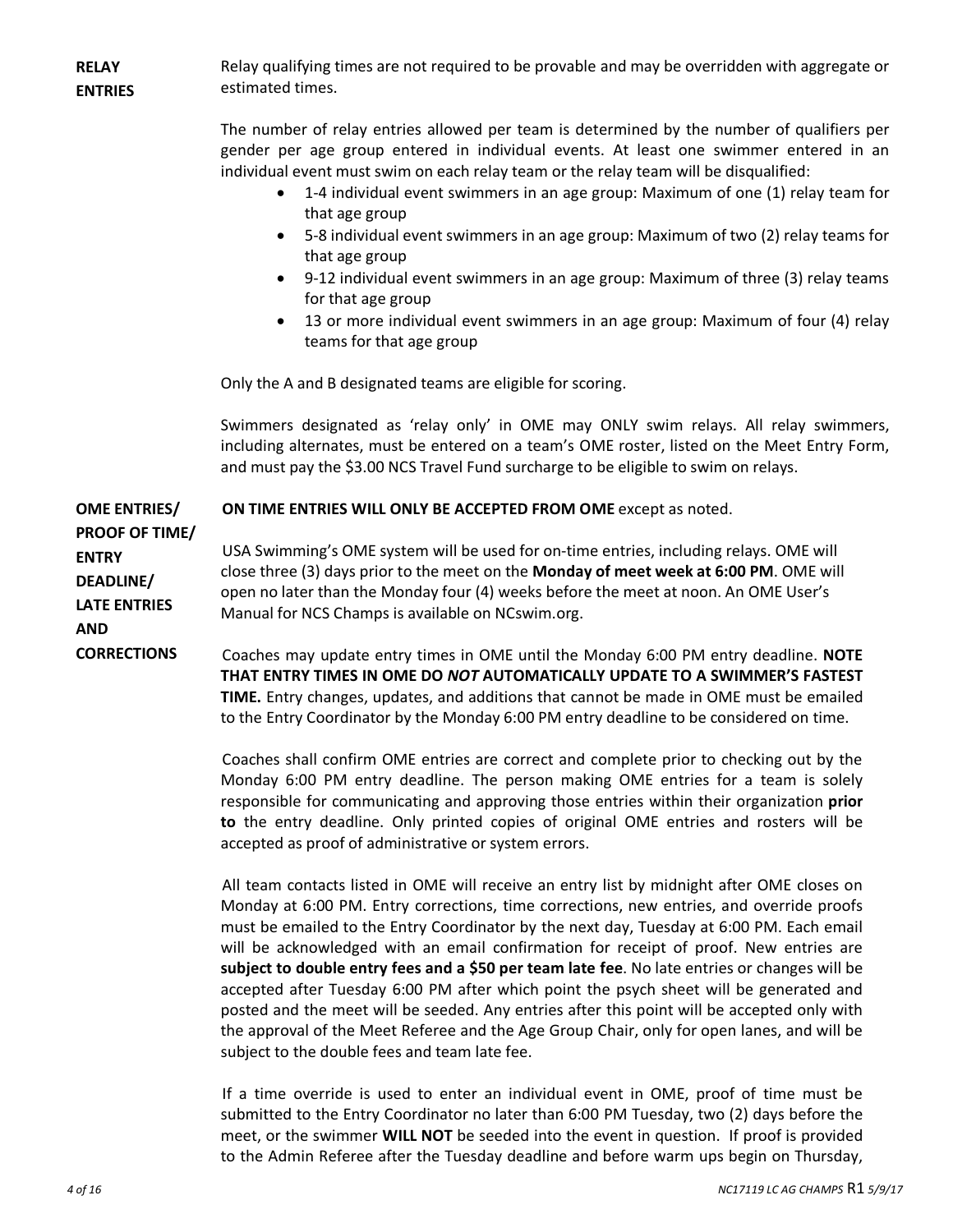**RELAY ENTRIES**

Relay qualifying times are not required to be provable and may be overridden with aggregate or estimated times.

The number of relay entries allowed per team is determined by the number of qualifiers per gender per age group entered in individual events. At least one swimmer entered in an individual event must swim on each relay team or the relay team will be disqualified:

- 1-4 individual event swimmers in an age group: Maximum of one (1) relay team for that age group
- 5-8 individual event swimmers in an age group: Maximum of two (2) relay teams for that age group
- 9-12 individual event swimmers in an age group: Maximum of three (3) relay teams for that age group
- 13 or more individual event swimmers in an age group: Maximum of four (4) relay teams for that age group

Only the A and B designated teams are eligible for scoring.

Swimmers designated as 'relay only' in OME may ONLY swim relays. All relay swimmers, including alternates, must be entered on a team's OME roster, listed on the Meet Entry Form, and must pay the $3.00 NCS Travel Fund surcharge to be eligible to swim on relays.

**OME ENTRIES/ PROOF OF TIME/ ENTRY DEADLINE/ LATE ENTRIES AND CORRECTIONS**

**ON TIME ENTRIES WILL ONLY BE ACCEPTED FROM OME** except as noted.

USA Swimming's OME system will be used for on-time entries, including relays. OME will close three (3) days prior to the meet on the **Monday of meet week at 6:00 PM**. OME will open no later than the Monday four (4) weeks before the meet at noon. An OME User's Manual for NCS Champs is available on NCswim.org.

Coaches may update entry times in OME until the Monday 6:00 PM entry deadline. **NOTE THAT ENTRY TIMES IN OME DO *NOT* AUTOMATICALLY UPDATE TO A SWIMMER'S FASTEST TIME.** Entry changes, updates, and additions that cannot be made in OME must be emailed to the Entry Coordinator by the Monday 6:00 PM entry deadline to be considered on time.

Coaches shall confirm OME entries are correct and complete prior to checking out by the Monday 6:00 PM entry deadline. The person making OME entries for a team is solely responsible for communicating and approving those entries within their organization **prior to** the entry deadline. Only printed copies of original OME entries and rosters will be accepted as proof of administrative or system errors.

All team contacts listed in OME will receive an entry list by midnight after OME closes on Monday at 6:00 PM. Entry corrections, time corrections, new entries, and override proofs must be emailed to the Entry Coordinator by the next day, Tuesday at 6:00 PM. Each email will be acknowledged with an email confirmation for receipt of proof. New entries are **subject to double entry fees and a $50 per team late fee**. No late entries or changes will be accepted after Tuesday 6:00 PM after which point the psych sheet will be generated and posted and the meet will be seeded. Any entries after this point will be accepted only with the approval of the Meet Referee and the Age Group Chair, only for open lanes, and will be subject to the double fees and team late fee.

If a time override is used to enter an individual event in OME, proof of time must be submitted to the Entry Coordinator no later than 6:00 PM Tuesday, two (2) days before the meet, or the swimmer **WILL NOT** be seeded into the event in question. If proof is provided to the Admin Referee after the Tuesday deadline and before warm ups begin on Thursday,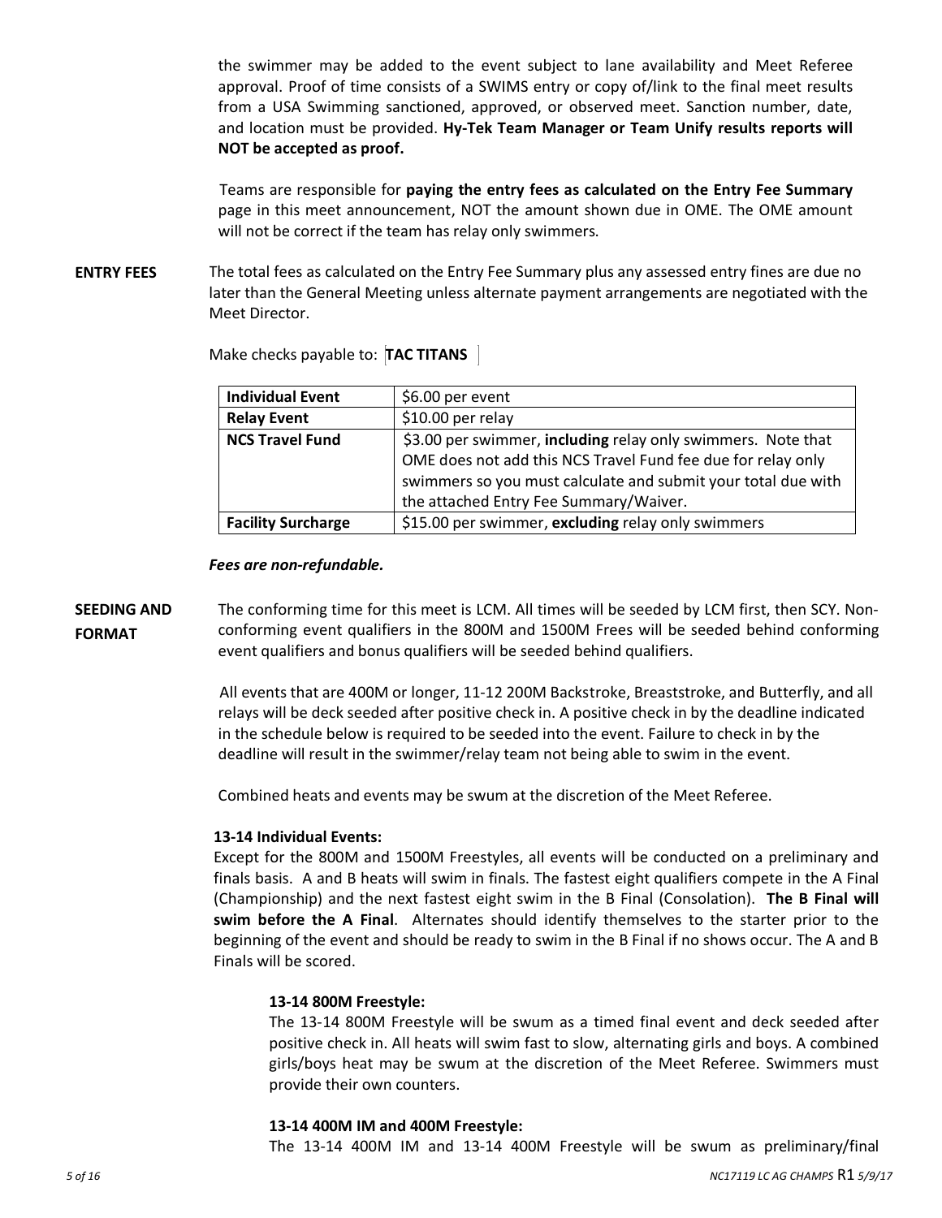the swimmer may be added to the event subject to lane availability and Meet Referee approval. Proof of time consists of a SWIMS entry or copy of/link to the final meet results from a USA Swimming sanctioned, approved, or observed meet. Sanction number, date, and location must be provided. **Hy-Tek Team Manager or Team Unify results reports will NOT be accepted as proof.**

Teams are responsible for **paying the entry fees as calculated on the Entry Fee Summary** page in this meet announcement, NOT the amount shown due in OME. The OME amount will not be correct if the team has relay only swimmers.

**ENTRY FEES**

The total fees as calculated on the Entry Fee Summary plus any assessed entry fines are due no later than the General Meeting unless alternate payment arrangements are negotiated with the Meet Director.

Make checks payable to: **TAC TITANS**

| **Individual Event** | $6.00 per event |
|---|---|
| **Relay Event** | $10.00 per relay |
| **NCS Travel Fund** | $3.00 per swimmer, **including** relay only swimmers. Note that OME does not add this NCS Travel Fund fee due for relay only swimmers so you must calculate and submit your total due with the attached Entry Fee Summary/Waiver. |
| **Facility Surcharge** | $15.00 per swimmer, **excluding** relay only swimmers |

***Fees are non-refundable.***

**SEEDING AND FORMAT**

The conforming time for this meet is LCM. All times will be seeded by LCM first, then SCY. Non-conforming event qualifiers in the 800M and 1500M Frees will be seeded behind conforming event qualifiers and bonus qualifiers will be seeded behind qualifiers.

All events that are 400M or longer, 11-12 200M Backstroke, Breaststroke, and Butterfly, and all relays will be deck seeded after positive check in. A positive check in by the deadline indicated in the schedule below is required to be seeded into the event. Failure to check in by the deadline will result in the swimmer/relay team not being able to swim in the event.

Combined heats and events may be swum at the discretion of the Meet Referee.

**13-14 Individual Events:**

Except for the 800M and 1500M Freestyles, all events will be conducted on a preliminary and finals basis. A and B heats will swim in finals. The fastest eight qualifiers compete in the A Final (Championship) and the next fastest eight swim in the B Final (Consolation). **The B Final will swim before the A Final**. Alternates should identify themselves to the starter prior to the beginning of the event and should be ready to swim in the B Final if no shows occur. The A and B Finals will be scored.

**13-14 800M Freestyle:**

The 13-14 800M Freestyle will be swum as a timed final event and deck seeded after positive check in. All heats will swim fast to slow, alternating girls and boys. A combined girls/boys heat may be swum at the discretion of the Meet Referee. Swimmers must provide their own counters.

**13-14 400M IM and 400M Freestyle:**

The 13-14 400M IM and 13-14 400M Freestyle will be swum as preliminary/final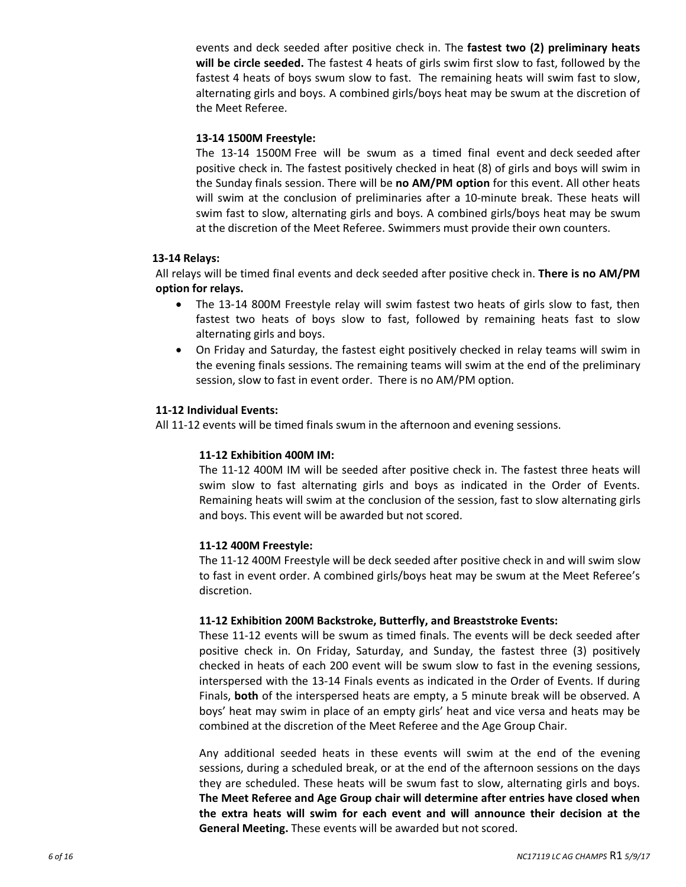events and deck seeded after positive check in. The **fastest two (2) preliminary heats will be circle seeded.** The fastest 4 heats of girls swim first slow to fast, followed by the fastest 4 heats of boys swum slow to fast. The remaining heats will swim fast to slow, alternating girls and boys. A combined girls/boys heat may be swum at the discretion of the Meet Referee.

**13-14 1500M Freestyle:**

The 13-14 1500M Free will be swum as a timed final event and deck seeded after positive check in. The fastest positively checked in heat (8) of girls and boys will swim in the Sunday finals session. There will be **no AM/PM option** for this event. All other heats will swim at the conclusion of preliminaries after a 10-minute break. These heats will swim fast to slow, alternating girls and boys. A combined girls/boys heat may be swum at the discretion of the Meet Referee. Swimmers must provide their own counters.

**13-14 Relays:**

All relays will be timed final events and deck seeded after positive check in. **There is no AM/PM option for relays.**

- The 13-14 800M Freestyle relay will swim fastest two heats of girls slow to fast, then fastest two heats of boys slow to fast, followed by remaining heats fast to slow alternating girls and boys.
- On Friday and Saturday, the fastest eight positively checked in relay teams will swim in the evening finals sessions. The remaining teams will swim at the end of the preliminary session, slow to fast in event order. There is no AM/PM option.

**11-12 Individual Events:**

All 11-12 events will be timed finals swum in the afternoon and evening sessions.

**11-12 Exhibition 400M IM:**

The 11-12 400M IM will be seeded after positive check in. The fastest three heats will swim slow to fast alternating girls and boys as indicated in the Order of Events. Remaining heats will swim at the conclusion of the session, fast to slow alternating girls and boys. This event will be awarded but not scored.

**11-12 400M Freestyle:**

The 11-12 400M Freestyle will be deck seeded after positive check in and will swim slow to fast in event order. A combined girls/boys heat may be swum at the Meet Referee's discretion.

**11-12 Exhibition 200M Backstroke, Butterfly, and Breaststroke Events:**

These 11-12 events will be swum as timed finals. The events will be deck seeded after positive check in. On Friday, Saturday, and Sunday, the fastest three (3) positively checked in heats of each 200 event will be swum slow to fast in the evening sessions, interspersed with the 13-14 Finals events as indicated in the Order of Events. If during Finals, **both** of the interspersed heats are empty, a 5 minute break will be observed. A boys' heat may swim in place of an empty girls' heat and vice versa and heats may be combined at the discretion of the Meet Referee and the Age Group Chair.

Any additional seeded heats in these events will swim at the end of the evening sessions, during a scheduled break, or at the end of the afternoon sessions on the days they are scheduled. These heats will be swum fast to slow, alternating girls and boys. **The Meet Referee and Age Group chair will determine after entries have closed when the extra heats will swim for each event and will announce their decision at the General Meeting.** These events will be awarded but not scored.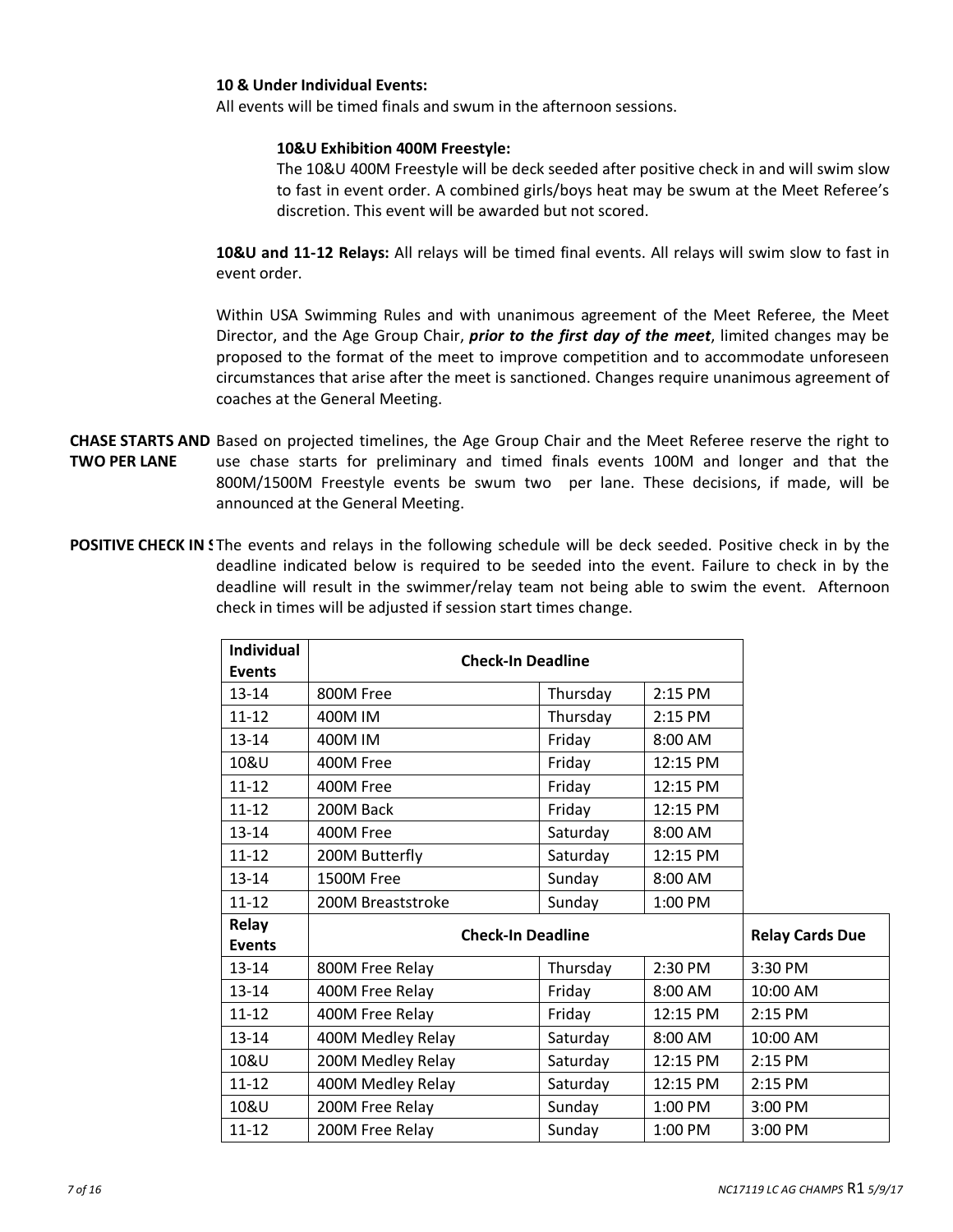**10 & Under Individual Events:**
All events will be timed finals and swum in the afternoon sessions.

**10&U Exhibition 400M Freestyle:**
The 10&U 400M Freestyle will be deck seeded after positive check in and will swim slow to fast in event order. A combined girls/boys heat may be swum at the Meet Referee's discretion. This event will be awarded but not scored.

**10&U and 11-12 Relays:** All relays will be timed final events. All relays will swim slow to fast in event order.

Within USA Swimming Rules and with unanimous agreement of the Meet Referee, the Meet Director, and the Age Group Chair, ***prior to the first day of the meet***, limited changes may be proposed to the format of the meet to improve competition and to accommodate unforeseen circumstances that arise after the meet is sanctioned. Changes require unanimous agreement of coaches at the General Meeting.

**CHASE STARTS AND TWO PER LANE** Based on projected timelines, the Age Group Chair and the Meet Referee reserve the right to use chase starts for preliminary and timed finals events 100M and longer and that the 800M/1500M Freestyle events be swum two per lane. These decisions, if made, will be announced at the General Meeting.

**POSITIVE CHECK IN S** The events and relays in the following schedule will be deck seeded. Positive check in by the deadline indicated below is required to be seeded into the event. Failure to check in by the deadline will result in the swimmer/relay team not being able to swim the event. Afternoon check in times will be adjusted if session start times change.

| Individual Events | Check-In Deadline | | | |
|---|---|---|---|---|
| 13-14 | 800M Free | Thursday | 2:15 PM | |
| 11-12 | 400M IM | Thursday | 2:15 PM | |
| 13-14 | 400M IM | Friday | 8:00 AM | |
| 10&U | 400M Free | Friday | 12:15 PM | |
| 11-12 | 400M Free | Friday | 12:15 PM | |
| 11-12 | 200M Back | Friday | 12:15 PM | |
| 13-14 | 400M Free | Saturday | 8:00 AM | |
| 11-12 | 200M Butterfly | Saturday | 12:15 PM | |
| 13-14 | 1500M Free | Sunday | 8:00 AM | |
| 11-12 | 200M Breaststroke | Sunday | 1:00 PM | |
| **Relay Events** | **Check-In Deadline** | | | **Relay Cards Due** |
| 13-14 | 800M Free Relay | Thursday | 2:30 PM | 3:30 PM |
| 13-14 | 400M Free Relay | Friday | 8:00 AM | 10:00 AM |
| 11-12 | 400M Free Relay | Friday | 12:15 PM | 2:15 PM |
| 13-14 | 400M Medley Relay | Saturday | 8:00 AM | 10:00 AM |
| 10&U | 200M Medley Relay | Saturday | 12:15 PM | 2:15 PM |
| 11-12 | 400M Medley Relay | Saturday | 12:15 PM | 2:15 PM |
| 10&U | 200M Free Relay | Sunday | 1:00 PM | 3:00 PM |
| 11-12 | 200M Free Relay | Sunday | 1:00 PM | 3:00 PM |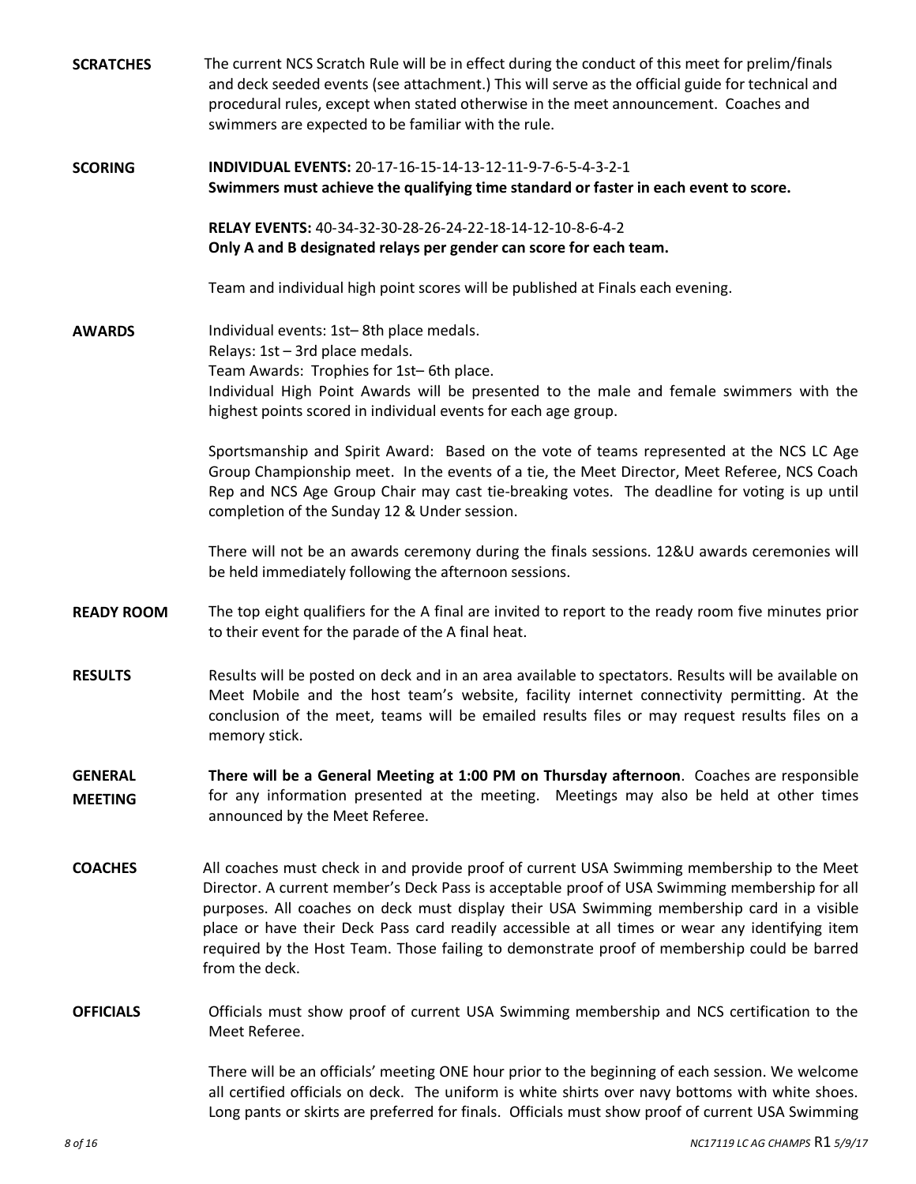**SCRATCHES**

The current NCS Scratch Rule will be in effect during the conduct of this meet for prelim/finals and deck seeded events (see attachment.) This will serve as the official guide for technical and procedural rules, except when stated otherwise in the meet announcement. Coaches and swimmers are expected to be familiar with the rule.

**SCORING**

**INDIVIDUAL EVENTS:** 20-17-16-15-14-13-12-11-9-7-6-5-4-3-2-1
**Swimmers must achieve the qualifying time standard or faster in each event to score.**

**RELAY EVENTS:** 40-34-32-30-28-26-24-22-18-14-12-10-8-6-4-2
**Only A and B designated relays per gender can score for each team.**

Team and individual high point scores will be published at Finals each evening.

**AWARDS**

Individual events: 1st– 8th place medals.
Relays: 1st – 3rd place medals.
Team Awards: Trophies for 1st– 6th place.
Individual High Point Awards will be presented to the male and female swimmers with the highest points scored in individual events for each age group.

Sportsmanship and Spirit Award: Based on the vote of teams represented at the NCS LC Age Group Championship meet. In the events of a tie, the Meet Director, Meet Referee, NCS Coach Rep and NCS Age Group Chair may cast tie-breaking votes. The deadline for voting is up until completion of the Sunday 12 & Under session.

There will not be an awards ceremony during the finals sessions. 12&U awards ceremonies will be held immediately following the afternoon sessions.

**READY ROOM**

The top eight qualifiers for the A final are invited to report to the ready room five minutes prior to their event for the parade of the A final heat.

**RESULTS**

Results will be posted on deck and in an area available to spectators. Results will be available on Meet Mobile and the host team's website, facility internet connectivity permitting. At the conclusion of the meet, teams will be emailed results files or may request results files on a memory stick.

**GENERAL MEETING**

**There will be a General Meeting at 1:00 PM on Thursday afternoon**. Coaches are responsible for any information presented at the meeting. Meetings may also be held at other times announced by the Meet Referee.

**COACHES**

All coaches must check in and provide proof of current USA Swimming membership to the Meet Director. A current member's Deck Pass is acceptable proof of USA Swimming membership for all purposes. All coaches on deck must display their USA Swimming membership card in a visible place or have their Deck Pass card readily accessible at all times or wear any identifying item required by the Host Team. Those failing to demonstrate proof of membership could be barred from the deck.

**OFFICIALS**

Officials must show proof of current USA Swimming membership and NCS certification to the Meet Referee.

There will be an officials' meeting ONE hour prior to the beginning of each session. We welcome all certified officials on deck. The uniform is white shirts over navy bottoms with white shoes. Long pants or skirts are preferred for finals. Officials must show proof of current USA Swimming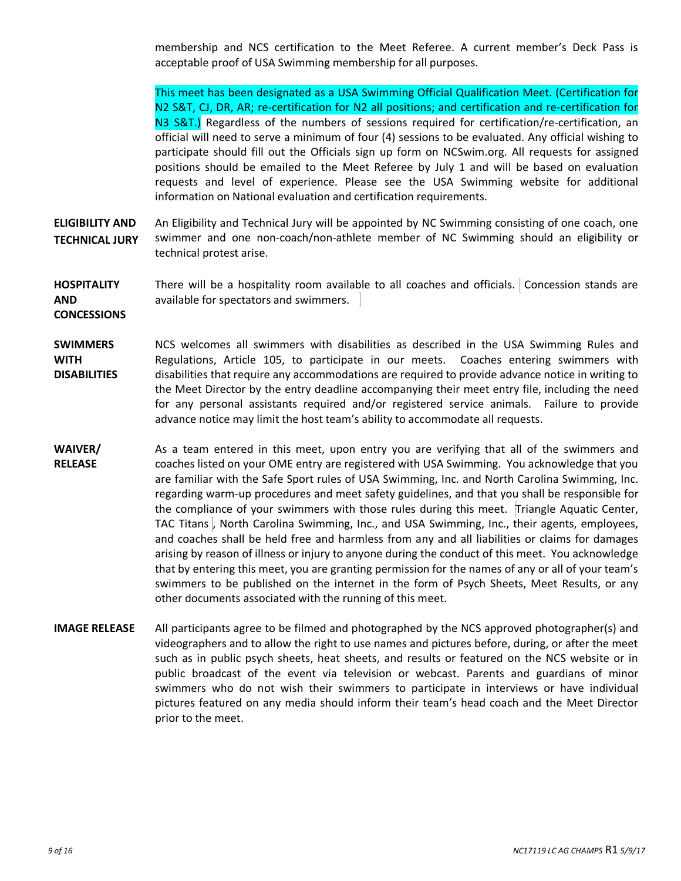membership and NCS certification to the Meet Referee. A current member's Deck Pass is acceptable proof of USA Swimming membership for all purposes.

This meet has been designated as a USA Swimming Official Qualification Meet. (Certification for N2 S&T, CJ, DR, AR; re-certification for N2 all positions; and certification and re-certification for N3 S&T.) Regardless of the numbers of sessions required for certification/re-certification, an official will need to serve a minimum of four (4) sessions to be evaluated. Any official wishing to participate should fill out the Officials sign up form on NCSwim.org. All requests for assigned positions should be emailed to the Meet Referee by July 1 and will be based on evaluation requests and level of experience. Please see the USA Swimming website for additional information on National evaluation and certification requirements.

**ELIGIBILITY AND TECHNICAL JURY**

An Eligibility and Technical Jury will be appointed by NC Swimming consisting of one coach, one swimmer and one non-coach/non-athlete member of NC Swimming should an eligibility or technical protest arise.

**HOSPITALITY AND CONCESSIONS**

There will be a hospitality room available to all coaches and officials. Concession stands are available for spectators and swimmers.

**SWIMMERS WITH DISABILITIES**

NCS welcomes all swimmers with disabilities as described in the USA Swimming Rules and Regulations, Article 105, to participate in our meets. Coaches entering swimmers with disabilities that require any accommodations are required to provide advance notice in writing to the Meet Director by the entry deadline accompanying their meet entry file, including the need for any personal assistants required and/or registered service animals. Failure to provide advance notice may limit the host team's ability to accommodate all requests.

**WAIVER/ RELEASE**

As a team entered in this meet, upon entry you are verifying that all of the swimmers and coaches listed on your OME entry are registered with USA Swimming. You acknowledge that you are familiar with the Safe Sport rules of USA Swimming, Inc. and North Carolina Swimming, Inc. regarding warm-up procedures and meet safety guidelines, and that you shall be responsible for the compliance of your swimmers with those rules during this meet. Triangle Aquatic Center, TAC Titans, North Carolina Swimming, Inc., and USA Swimming, Inc., their agents, employees, and coaches shall be held free and harmless from any and all liabilities or claims for damages arising by reason of illness or injury to anyone during the conduct of this meet. You acknowledge that by entering this meet, you are granting permission for the names of any or all of your team's swimmers to be published on the internet in the form of Psych Sheets, Meet Results, or any other documents associated with the running of this meet.

**IMAGE RELEASE**

All participants agree to be filmed and photographed by the NCS approved photographer(s) and videographers and to allow the right to use names and pictures before, during, or after the meet such as in public psych sheets, heat sheets, and results or featured on the NCS website or in public broadcast of the event via television or webcast. Parents and guardians of minor swimmers who do not wish their swimmers to participate in interviews or have individual pictures featured on any media should inform their team's head coach and the Meet Director prior to the meet.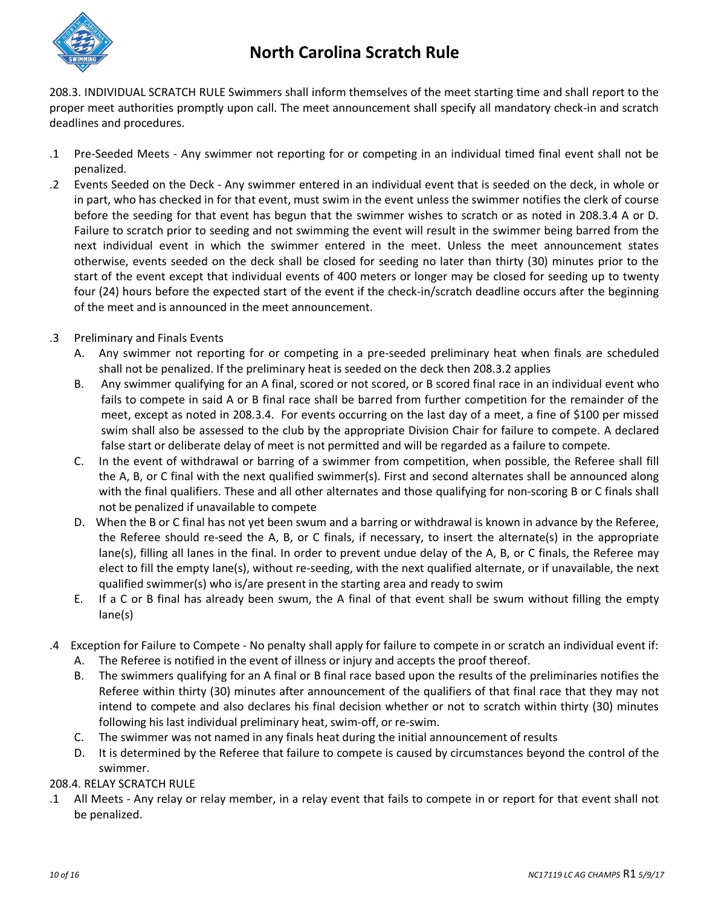# North Carolina Scratch Rule

208.3. INDIVIDUAL SCRATCH RULE Swimmers shall inform themselves of the meet starting time and shall report to the proper meet authorities promptly upon call. The meet announcement shall specify all mandatory check-in and scratch deadlines and procedures.

.1 Pre-Seeded Meets - Any swimmer not reporting for or competing in an individual timed final event shall not be penalized.

.2 Events Seeded on the Deck - Any swimmer entered in an individual event that is seeded on the deck, in whole or in part, who has checked in for that event, must swim in the event unless the swimmer notifies the clerk of course before the seeding for that event has begun that the swimmer wishes to scratch or as noted in 208.3.4 A or D. Failure to scratch prior to seeding and not swimming the event will result in the swimmer being barred from the next individual event in which the swimmer entered in the meet. Unless the meet announcement states otherwise, events seeded on the deck shall be closed for seeding no later than thirty (30) minutes prior to the start of the event except that individual events of 400 meters or longer may be closed for seeding up to twenty four (24) hours before the expected start of the event if the check-in/scratch deadline occurs after the beginning of the meet and is announced in the meet announcement.

.3 Preliminary and Finals Events

- A. Any swimmer not reporting for or competing in a pre-seeded preliminary heat when finals are scheduled shall not be penalized. If the preliminary heat is seeded on the deck then 208.3.2 applies
- B. Any swimmer qualifying for an A final, scored or not scored, or B scored final race in an individual event who fails to compete in said A or B final race shall be barred from further competition for the remainder of the meet, except as noted in 208.3.4. For events occurring on the last day of a meet, a fine of $100 per missed swim shall also be assessed to the club by the appropriate Division Chair for failure to compete. A declared false start or deliberate delay of meet is not permitted and will be regarded as a failure to compete.
- C. In the event of withdrawal or barring of a swimmer from competition, when possible, the Referee shall fill the A, B, or C final with the next qualified swimmer(s). First and second alternates shall be announced along with the final qualifiers. These and all other alternates and those qualifying for non-scoring B or C finals shall not be penalized if unavailable to compete
- D. When the B or C final has not yet been swum and a barring or withdrawal is known in advance by the Referee, the Referee should re-seed the A, B, or C finals, if necessary, to insert the alternate(s) in the appropriate lane(s), filling all lanes in the final. In order to prevent undue delay of the A, B, or C finals, the Referee may elect to fill the empty lane(s), without re-seeding, with the next qualified alternate, or if unavailable, the next qualified swimmer(s) who is/are present in the starting area and ready to swim
- E. If a C or B final has already been swum, the A final of that event shall be swum without filling the empty lane(s)

.4 Exception for Failure to Compete - No penalty shall apply for failure to compete in or scratch an individual event if:

- A. The Referee is notified in the event of illness or injury and accepts the proof thereof.
- B. The swimmers qualifying for an A final or B final race based upon the results of the preliminaries notifies the Referee within thirty (30) minutes after announcement of the qualifiers of that final race that they may not intend to compete and also declares his final decision whether or not to scratch within thirty (30) minutes following his last individual preliminary heat, swim-off, or re-swim.
- C. The swimmer was not named in any finals heat during the initial announcement of results
- D. It is determined by the Referee that failure to compete is caused by circumstances beyond the control of the swimmer.

208.4. RELAY SCRATCH RULE

.1 All Meets - Any relay or relay member, in a relay event that fails to compete in or report for that event shall not be penalized.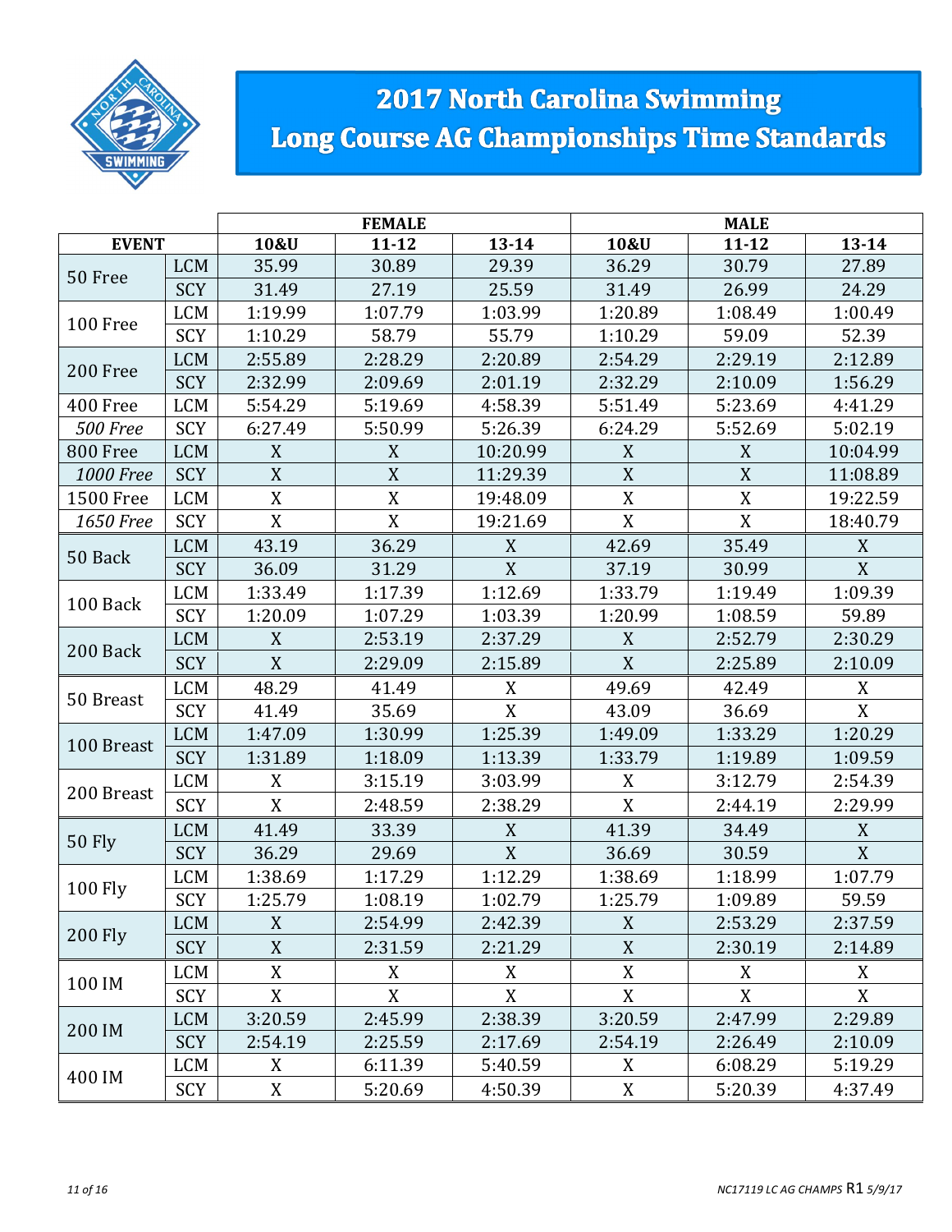# 2017 North Carolina Swimming Long Course AG Championships Time Standards

| EVENT | | FEMALE | | | MALE | | |
|---|---|---|---|---|---|---|---|
| | | 10&U | 11-12 | 13-14 | 10&U | 11-12 | 13-14 |
| 50 Free | LCM | 35.99 | 30.89 | 29.39 | 36.29 | 30.79 | 27.89 |
| | SCY | 31.49 | 27.19 | 25.59 | 31.49 | 26.99 | 24.29 |
| 100 Free | LCM | 1:19.99 | 1:07.79 | 1:03.99 | 1:20.89 | 1:08.49 | 1:00.49 |
| | SCY | 1:10.29 | 58.79 | 55.79 | 1:10.29 | 59.09 | 52.39 |
| 200 Free | LCM | 2:55.89 | 2:28.29 | 2:20.89 | 2:54.29 | 2:29.19 | 2:12.89 |
| | SCY | 2:32.99 | 2:09.69 | 2:01.19 | 2:32.29 | 2:10.09 | 1:56.29 |
| 400 Free | LCM | 5:54.29 | 5:19.69 | 4:58.39 | 5:51.49 | 5:23.69 | 4:41.29 |
| *500 Free* | SCY | 6:27.49 | 5:50.99 | 5:26.39 | 6:24.29 | 5:52.69 | 5:02.19 |
| 800 Free | LCM | X | X | 10:20.99 | X | X | 10:04.99 |
| *1000 Free* | SCY | X | X | 11:29.39 | X | X | 11:08.89 |
| 1500 Free | LCM | X | X | 19:48.09 | X | X | 19:22.59 |
| *1650 Free* | SCY | X | X | 19:21.69 | X | X | 18:40.79 |
| 50 Back | LCM | 43.19 | 36.29 | X | 42.69 | 35.49 | X |
| | SCY | 36.09 | 31.29 | X | 37.19 | 30.99 | X |
| 100 Back | LCM | 1:33.49 | 1:17.39 | 1:12.69 | 1:33.79 | 1:19.49 | 1:09.39 |
| | SCY | 1:20.09 | 1:07.29 | 1:03.39 | 1:20.99 | 1:08.59 | 59.89 |
| 200 Back | LCM | X | 2:53.19 | 2:37.29 | X | 2:52.79 | 2:30.29 |
| | SCY | X | 2:29.09 | 2:15.89 | X | 2:25.89 | 2:10.09 |
| 50 Breast | LCM | 48.29 | 41.49 | X | 49.69 | 42.49 | X |
| | SCY | 41.49 | 35.69 | X | 43.09 | 36.69 | X |
| 100 Breast | LCM | 1:47.09 | 1:30.99 | 1:25.39 | 1:49.09 | 1:33.29 | 1:20.29 |
| | SCY | 1:31.89 | 1:18.09 | 1:13.39 | 1:33.79 | 1:19.89 | 1:09.59 |
| 200 Breast | LCM | X | 3:15.19 | 3:03.99 | X | 3:12.79 | 2:54.39 |
| | SCY | X | 2:48.59 | 2:38.29 | X | 2:44.19 | 2:29.99 |
| 50 Fly | LCM | 41.49 | 33.39 | X | 41.39 | 34.49 | X |
| | SCY | 36.29 | 29.69 | X | 36.69 | 30.59 | X |
| 100 Fly | LCM | 1:38.69 | 1:17.29 | 1:12.29 | 1:38.69 | 1:18.99 | 1:07.79 |
| | SCY | 1:25.79 | 1:08.19 | 1:02.79 | 1:25.79 | 1:09.89 | 59.59 |
| 200 Fly | LCM | X | 2:54.99 | 2:42.39 | X | 2:53.29 | 2:37.59 |
| | SCY | X | 2:31.59 | 2:21.29 | X | 2:30.19 | 2:14.89 |
| 100 IM | LCM | X | X | X | X | X | X |
| | SCY | X | X | X | X | X | X |
| 200 IM | LCM | 3:20.59 | 2:45.99 | 2:38.39 | 3:20.59 | 2:47.99 | 2:29.89 |
| | SCY | 2:54.19 | 2:25.59 | 2:17.69 | 2:54.19 | 2:26.49 | 2:10.09 |
| 400 IM | LCM | X | 6:11.39 | 5:40.59 | X | 6:08.29 | 5:19.29 |
| | SCY | X | 5:20.69 | 4:50.39 | X | 5:20.39 | 4:37.49 |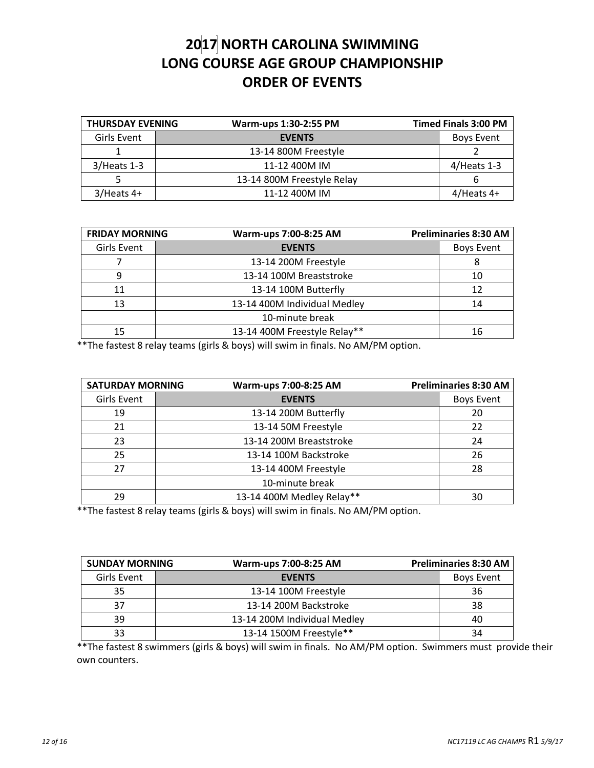# 2017 NORTH CAROLINA SWIMMING LONG COURSE AGE GROUP CHAMPIONSHIP ORDER OF EVENTS

| THURSDAY EVENING | Warm-ups 1:30-2:55 PM | Timed Finals 3:00 PM |
|---|---|---|
| Girls Event | EVENTS | Boys Event |
| 1 | 13-14 800M Freestyle | 2 |
| 3/Heats 1-3 | 11-12 400M IM | 4/Heats 1-3 |
| 5 | 13-14 800M Freestyle Relay | 6 |
| 3/Heats 4+ | 11-12 400M IM | 4/Heats 4+ |

| FRIDAY MORNING | Warm-ups 7:00-8:25 AM | Preliminaries 8:30 AM |
|---|---|---|
| Girls Event | EVENTS | Boys Event |
| 7 | 13-14 200M Freestyle | 8 |
| 9 | 13-14 100M Breaststroke | 10 |
| 11 | 13-14 100M Butterfly | 12 |
| 13 | 13-14 400M Individual Medley | 14 |
| | 10-minute break | |
| 15 | 13-14 400M Freestyle Relay** | 16 |

**The fastest 8 relay teams (girls & boys) will swim in finals. No AM/PM option.

| SATURDAY MORNING | Warm-ups 7:00-8:25 AM | Preliminaries 8:30 AM |
|---|---|---|
| Girls Event | EVENTS | Boys Event |
| 19 | 13-14 200M Butterfly | 20 |
| 21 | 13-14 50M Freestyle | 22 |
| 23 | 13-14 200M Breaststroke | 24 |
| 25 | 13-14 100M Backstroke | 26 |
| 27 | 13-14 400M Freestyle | 28 |
| | 10-minute break | |
| 29 | 13-14 400M Medley Relay** | 30 |

**The fastest 8 relay teams (girls & boys) will swim in finals. No AM/PM option.

| SUNDAY MORNING | Warm-ups 7:00-8:25 AM | Preliminaries 8:30 AM |
|---|---|---|
| Girls Event | EVENTS | Boys Event |
| 35 | 13-14 100M Freestyle | 36 |
| 37 | 13-14 200M Backstroke | 38 |
| 39 | 13-14 200M Individual Medley | 40 |
| 33 | 13-14 1500M Freestyle** | 34 |

**The fastest 8 swimmers (girls & boys) will swim in finals. No AM/PM option. Swimmers must provide their own counters.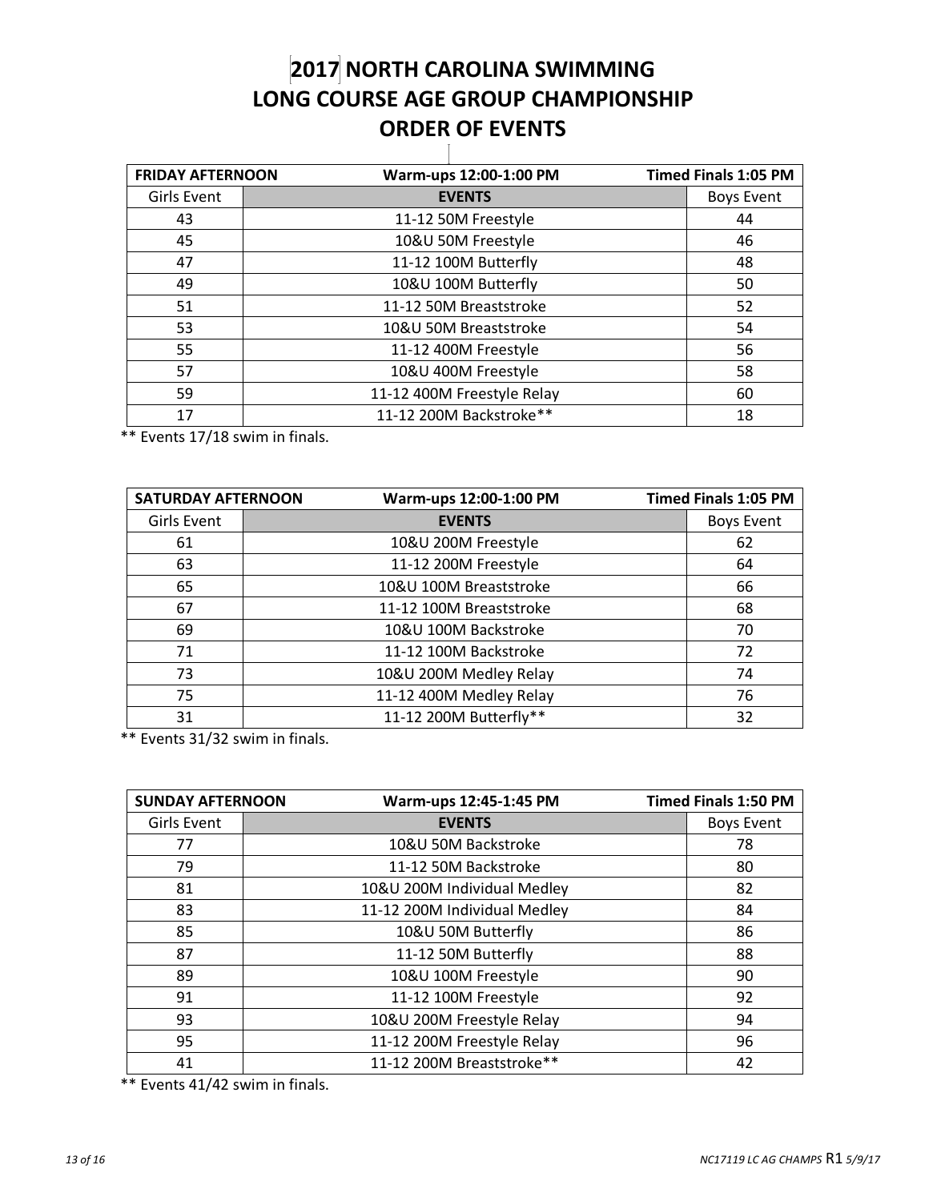# 2017 NORTH CAROLINA SWIMMING
# LONG COURSE AGE GROUP CHAMPIONSHIP
# ORDER OF EVENTS

| FRIDAY AFTERNOON | Warm-ups 12:00-1:00 PM | Timed Finals 1:05 PM |
|---|---|---|
| Girls Event | EVENTS | Boys Event |
| 43 | 11-12 50M Freestyle | 44 |
| 45 | 10&U 50M Freestyle | 46 |
| 47 | 11-12 100M Butterfly | 48 |
| 49 | 10&U 100M Butterfly | 50 |
| 51 | 11-12 50M Breaststroke | 52 |
| 53 | 10&U 50M Breaststroke | 54 |
| 55 | 11-12 400M Freestyle | 56 |
| 57 | 10&U 400M Freestyle | 58 |
| 59 | 11-12 400M Freestyle Relay | 60 |
| 17 | 11-12 200M Backstroke** | 18 |

** Events 17/18 swim in finals.

| SATURDAY AFTERNOON | Warm-ups 12:00-1:00 PM | Timed Finals 1:05 PM |
|---|---|---|
| Girls Event | EVENTS | Boys Event |
| 61 | 10&U 200M Freestyle | 62 |
| 63 | 11-12 200M Freestyle | 64 |
| 65 | 10&U 100M Breaststroke | 66 |
| 67 | 11-12 100M Breaststroke | 68 |
| 69 | 10&U 100M Backstroke | 70 |
| 71 | 11-12 100M Backstroke | 72 |
| 73 | 10&U 200M Medley Relay | 74 |
| 75 | 11-12 400M Medley Relay | 76 |
| 31 | 11-12 200M Butterfly** | 32 |

** Events 31/32 swim in finals.

| SUNDAY AFTERNOON | Warm-ups 12:45-1:45 PM | Timed Finals 1:50 PM |
|---|---|---|
| Girls Event | EVENTS | Boys Event |
| 77 | 10&U 50M Backstroke | 78 |
| 79 | 11-12 50M Backstroke | 80 |
| 81 | 10&U 200M Individual Medley | 82 |
| 83 | 11-12 200M Individual Medley | 84 |
| 85 | 10&U 50M Butterfly | 86 |
| 87 | 11-12 50M Butterfly | 88 |
| 89 | 10&U 100M Freestyle | 90 |
| 91 | 11-12 100M Freestyle | 92 |
| 93 | 10&U 200M Freestyle Relay | 94 |
| 95 | 11-12 200M Freestyle Relay | 96 |
| 41 | 11-12 200M Breaststroke** | 42 |

** Events 41/42 swim in finals.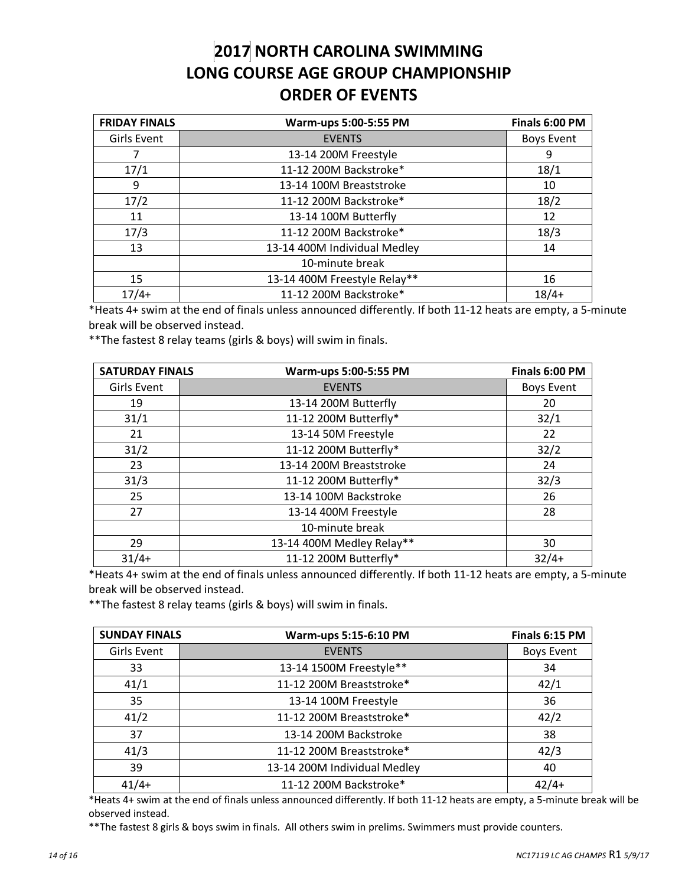# 2017 NORTH CAROLINA SWIMMING LONG COURSE AGE GROUP CHAMPIONSHIP ORDER OF EVENTS

| FRIDAY FINALS | Warm-ups 5:00-5:55 PM | Finals 6:00 PM |
|---|---|---|
| Girls Event | EVENTS | Boys Event |
| 7 | 13-14 200M Freestyle | 9 |
| 17/1 | 11-12 200M Backstroke* | 18/1 |
| 9 | 13-14 100M Breaststroke | 10 |
| 17/2 | 11-12 200M Backstroke* | 18/2 |
| 11 | 13-14 100M Butterfly | 12 |
| 17/3 | 11-12 200M Backstroke* | 18/3 |
| 13 | 13-14 400M Individual Medley | 14 |
| | 10-minute break | |
| 15 | 13-14 400M Freestyle Relay** | 16 |
| 17/4+ | 11-12 200M Backstroke* | 18/4+ |

*Heats 4+ swim at the end of finals unless announced differently. If both 11-12 heats are empty, a 5-minute break will be observed instead.

**The fastest 8 relay teams (girls & boys) will swim in finals.

| SATURDAY FINALS | Warm-ups 5:00-5:55 PM | Finals 6:00 PM |
|---|---|---|
| Girls Event | EVENTS | Boys Event |
| 19 | 13-14 200M Butterfly | 20 |
| 31/1 | 11-12 200M Butterfly* | 32/1 |
| 21 | 13-14 50M Freestyle | 22 |
| 31/2 | 11-12 200M Butterfly* | 32/2 |
| 23 | 13-14 200M Breaststroke | 24 |
| 31/3 | 11-12 200M Butterfly* | 32/3 |
| 25 | 13-14 100M Backstroke | 26 |
| 27 | 13-14 400M Freestyle | 28 |
| | 10-minute break | |
| 29 | 13-14 400M Medley Relay** | 30 |
| 31/4+ | 11-12 200M Butterfly* | 32/4+ |

*Heats 4+ swim at the end of finals unless announced differently. If both 11-12 heats are empty, a 5-minute break will be observed instead.

**The fastest 8 relay teams (girls & boys) will swim in finals.

| SUNDAY FINALS | Warm-ups 5:15-6:10 PM | Finals 6:15 PM |
|---|---|---|
| Girls Event | EVENTS | Boys Event |
| 33 | 13-14 1500M Freestyle** | 34 |
| 41/1 | 11-12 200M Breaststroke* | 42/1 |
| 35 | 13-14 100M Freestyle | 36 |
| 41/2 | 11-12 200M Breaststroke* | 42/2 |
| 37 | 13-14 200M Backstroke | 38 |
| 41/3 | 11-12 200M Breaststroke* | 42/3 |
| 39 | 13-14 200M Individual Medley | 40 |
| 41/4+ | 11-12 200M Backstroke* | 42/4+ |

*Heats 4+ swim at the end of finals unless announced differently. If both 11-12 heats are empty, a 5-minute break will be observed instead.

**The fastest 8 girls & boys swim in finals. All others swim in prelims. Swimmers must provide counters.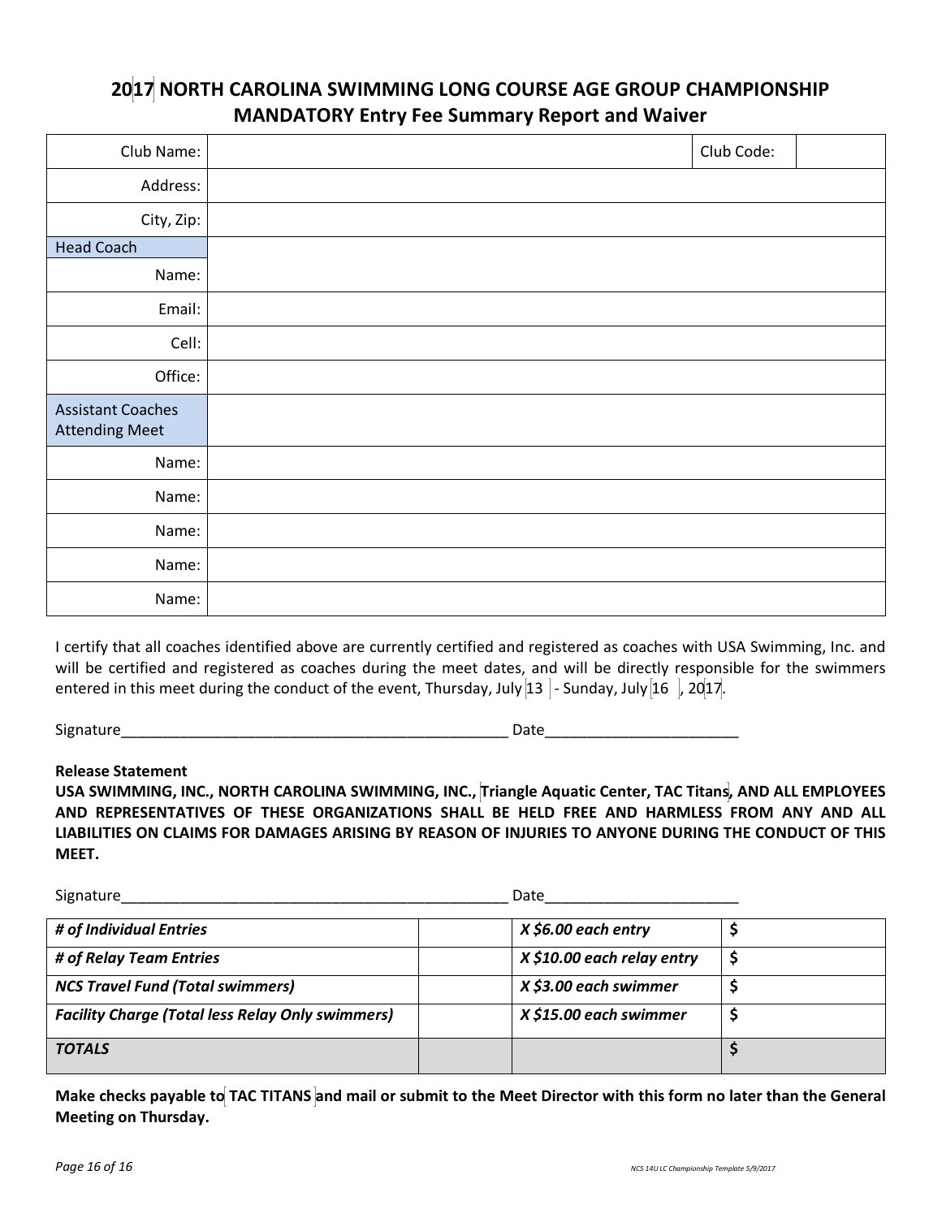## 2017 NORTH CAROLINA SWIMMING LONG COURSE AGE GROUP CHAMPIONSHIP MANDATORY Entry Fee Summary Report and Waiver

| Club Name: | | Club Code: | |
|---|---|---|---|
| Address: | | | |
| City, Zip: | | | |
| **Head Coach** | | | |
| Name: | | | |
| Email: | | | |
| Cell: | | | |
| Office: | | | |
| **Assistant Coaches Attending Meet** | | | |
| Name: | | | |
| Name: | | | |
| Name: | | | |
| Name: | | | |
| Name: | | | |

I certify that all coaches identified above are currently certified and registered as coaches with USA Swimming, Inc. and will be certified and registered as coaches during the meet dates, and will be directly responsible for the swimmers entered in this meet during the conduct of the event, Thursday, July 13 - Sunday, July 16, 2017.

Signature_______________________________________________ Date_______________________

**Release Statement**

**USA SWIMMING, INC., NORTH CAROLINA SWIMMING, INC., Triangle Aquatic Center, TAC Titans, AND ALL EMPLOYEES AND REPRESENTATIVES OF THESE ORGANIZATIONS SHALL BE HELD FREE AND HARMLESS FROM ANY AND ALL LIABILITIES ON CLAIMS FOR DAMAGES ARISING BY REASON OF INJURIES TO ANYONE DURING THE CONDUCT OF THIS MEET.**

Signature_______________________________________________ Date_______________________

| ***# of Individual Entries*** | | ***X $6.00 each entry*** | **$** |
|---|---|---|---|
| ***# of Relay Team Entries*** | | ***X $10.00 each relay entry*** | **$** |
| ***NCS Travel Fund (Total swimmers)*** | | ***X $3.00 each swimmer*** | **$** |
| ***Facility Charge (Total less Relay Only swimmers)*** | | ***X $15.00 each swimmer*** | **$** |
| ***TOTALS*** | | | **$** |

**Make checks payable to TAC TITANS and mail or submit to the Meet Director with this form no later than the General Meeting on Thursday.**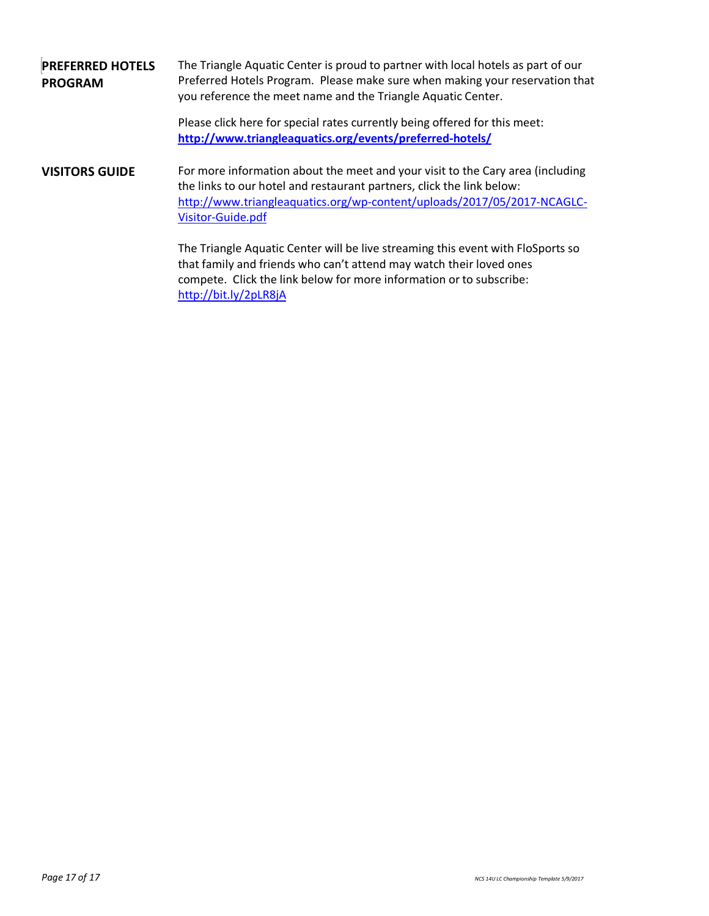**PREFERRED HOTELS PROGRAM**

The Triangle Aquatic Center is proud to partner with local hotels as part of our Preferred Hotels Program. Please make sure when making your reservation that you reference the meet name and the Triangle Aquatic Center.

Please click here for special rates currently being offered for this meet: **http://www.triangleaquatics.org/events/preferred-hotels/**

**VISITORS GUIDE**

For more information about the meet and your visit to the Cary area (including the links to our hotel and restaurant partners, click the link below: http://www.triangleaquatics.org/wp-content/uploads/2017/05/2017-NCAGLC-Visitor-Guide.pdf

The Triangle Aquatic Center will be live streaming this event with FloSports so that family and friends who can't attend may watch their loved ones compete. Click the link below for more information or to subscribe: http://bit.ly/2pLR8jA